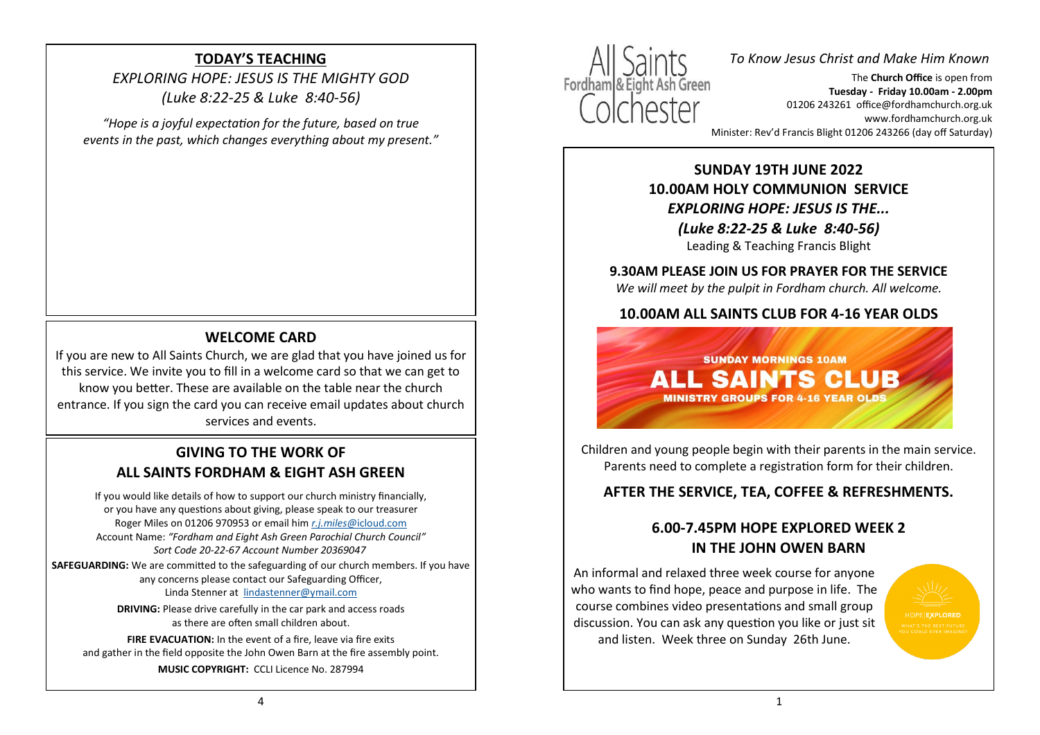## TODAY'S TEACHING

*EXPLORING HOPE: JESUS IS THE MIGHTY GOD*
*(Luke 8:22-25 & Luke 8:40-56)*

*"Hope is a joyful expectation for the future, based on true events in the past, which changes everything about my present."*

## WELCOME CARD

If you are new to All Saints Church, we are glad that you have joined us for this service. We invite you to fill in a welcome card so that we can get to know you better. These are available on the table near the church entrance. If you sign the card you can receive email updates about church services and events.

## GIVING TO THE WORK OF ALL SAINTS FORDHAM & EIGHT ASH GREEN

If you would like details of how to support our church ministry financially, or you have any questions about giving, please speak to our treasurer Roger Miles on 01206 970953 or email him r.j.miles@icloud.com
Account Name: *"Fordham and Eight Ash Green Parochial Church Council"*
*Sort Code 20-22-67 Account Number 20369047*

**SAFEGUARDING:** We are committed to the safeguarding of our church members. If you have any concerns please contact our Safeguarding Officer, Linda Stenner at lindastenner@ymail.com

**DRIVING:** Please drive carefully in the car park and access roads as there are often small children about.

**FIRE EVACUATION:** In the event of a fire, leave via fire exits and gather in the field opposite the John Owen Barn at the fire assembly point.

**MUSIC COPYRIGHT:** CCLI Licence No. 287994

All Saints Fordham & Eight Ash Green Colchester

*To Know Jesus Christ and Make Him Known*

The **Church Office** is open from
**Tuesday - Friday 10.00am - 2.00pm**
01206 243261 office@fordhamchurch.org.uk
www.fordhamchurch.org.uk
Minister: Rev'd Francis Blight 01206 243266 (day off Saturday)

## SUNDAY 19TH JUNE 2022
## 10.00AM HOLY COMMUNION SERVICE

***EXPLORING HOPE: JESUS IS THE...***
***(Luke 8:22-25 & Luke 8:40-56)***
Leading & Teaching Francis Blight

### 9.30AM PLEASE JOIN US FOR PRAYER FOR THE SERVICE

*We will meet by the pulpit in Fordham church. All welcome.*

### 10.00AM ALL SAINTS CLUB FOR 4-16 YEAR OLDS

SUNDAY MORNINGS 10AM
ALL SAINTS CLUB
MINISTRY GROUPS FOR 4-16 YEAR OLDS

Children and young people begin with their parents in the main service. Parents need to complete a registration form for their children.

### AFTER THE SERVICE, TEA, COFFEE & REFRESHMENTS.

### 6.00-7.45PM HOPE EXPLORED WEEK 2 IN THE JOHN OWEN BARN

An informal and relaxed three week course for anyone who wants to find hope, peace and purpose in life. The course combines video presentations and small group discussion. You can ask any question you like or just sit and listen. Week three on Sunday 26th June.

HOPE EXPLORED
WHAT'S THE BEST FUTURE YOU COULD EVER IMAGINE?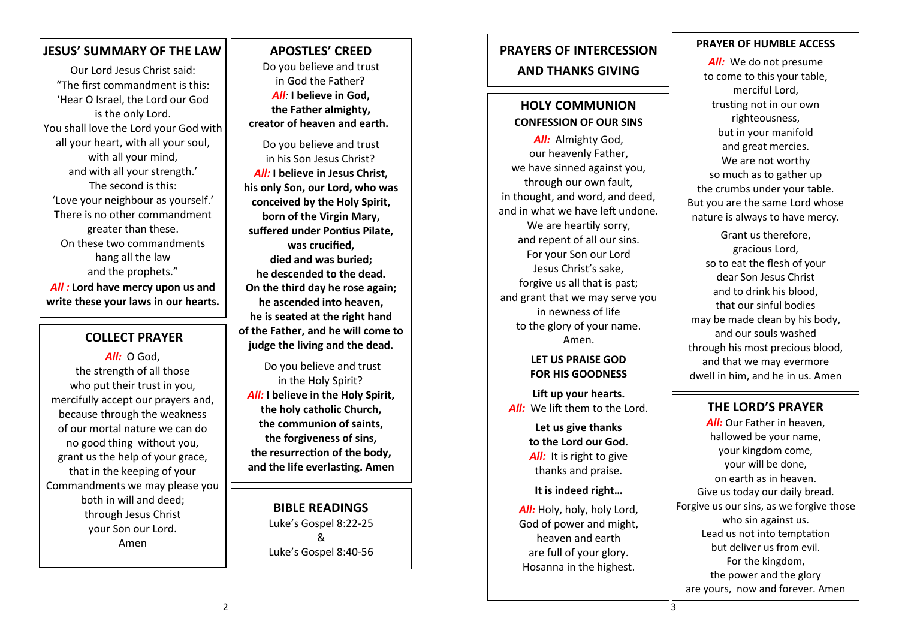## JESUS' SUMMARY OF THE LAW

Our Lord Jesus Christ said:
"The first commandment is this:
'Hear O Israel, the Lord our God
is the only Lord.
You shall love the Lord your God with
all your heart, with all your soul,
with all your mind,
and with all your strength.'
The second is this:
'Love your neighbour as yourself.'
There is no other commandment
greater than these.
On these two commandments
hang all the law
and the prophets."

***All :*** **Lord have mercy upon us and write these your laws in our hearts.**

## COLLECT PRAYER

***All:*** O God,
the strength of all those
who put their trust in you,
mercifully accept our prayers and,
because through the weakness
of our mortal nature we can do
no good thing without you,
grant us the help of your grace,
that in the keeping of your
Commandments we may please you
both in will and deed;
through Jesus Christ
your Son our Lord.
Amen

## APOSTLES' CREED

Do you believe and trust
in God the Father?

***All:*** **I believe in God,
the Father almighty,
creator of heaven and earth.**

Do you believe and trust
in his Son Jesus Christ?

***All:*** **I believe in Jesus Christ,
his only Son, our Lord, who was
conceived by the Holy Spirit,
born of the Virgin Mary,
suffered under Pontius Pilate,
was crucified,
died and was buried;
he descended to the dead.
On the third day he rose again;
he ascended into heaven,
he is seated at the right hand
of the Father, and he will come to
judge the living and the dead.**

Do you believe and trust
in the Holy Spirit?

***All:*** **I believe in the Holy Spirit,
the holy catholic Church,
the communion of saints,
the forgiveness of sins,
the resurrection of the body,
and the life everlasting. Amen**

## BIBLE READINGS

Luke's Gospel 8:22-25
&
Luke's Gospel 8:40-56

## PRAYERS OF INTERCESSION AND THANKS GIVING

## HOLY COMMUNION

### CONFESSION OF OUR SINS

***All:*** Almighty God,
our heavenly Father,
we have sinned against you,
through our own fault,
in thought, and word, and deed,
and in what we have left undone.
We are heartily sorry,
and repent of all our sins.
For your Son our Lord
Jesus Christ's sake,
forgive us all that is past;
and grant that we may serve you
in newness of life
to the glory of your name.
Amen.

### LET US PRAISE GOD FOR HIS GOODNESS

**Lift up your hearts.**

***All:*** We lift them to the Lord.

**Let us give thanks
to the Lord our God.**

***All:*** It is right to give
thanks and praise.

**It is indeed right…**

***All:*** Holy, holy, holy Lord,
God of power and might,
heaven and earth
are full of your glory.
Hosanna in the highest.

### PRAYER OF HUMBLE ACCESS

***All:*** We do not presume
to come to this your table,
merciful Lord,
trusting not in our own
righteousness,
but in your manifold
and great mercies.
We are not worthy
so much as to gather up
the crumbs under your table.
But you are the same Lord whose
nature is always to have mercy.

Grant us therefore,
gracious Lord,
so to eat the flesh of your
dear Son Jesus Christ
and to drink his blood,
that our sinful bodies
may be made clean by his body,
and our souls washed
through his most precious blood,
and that we may evermore
dwell in him, and he in us. Amen

## THE LORD'S PRAYER

***All:*** Our Father in heaven,
hallowed be your name,
your kingdom come,
your will be done,
on earth as in heaven.
Give us today our daily bread.
Forgive us our sins, as we forgive those
who sin against us.
Lead us not into temptation
but deliver us from evil.
For the kingdom,
the power and the glory
are yours, now and forever. Amen